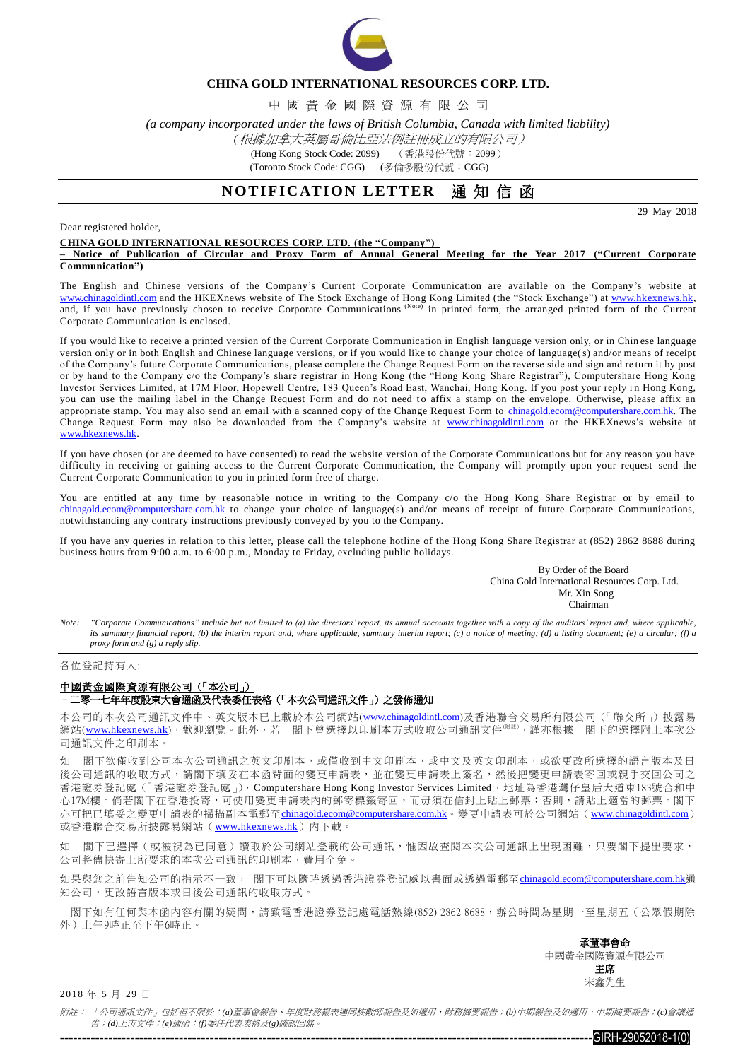**CHINA GOLD INTERNATIONAL RESOURCES CORP. LTD.**

中 國 黃 金 國 際 資 源 有 限 公 司

*(a company incorporated under the laws of British Columbia, Canada with limited liability)*

*（根據加拿大英屬哥倫比亞法例註冊成立的有限公司）*

(Hong Kong Stock Code: 2099) （香港股份代號：2099）

(Toronto Stock Code: CGG) (多倫多股份代號：CGG)

# NOTIFICATION LETTER 通 知 信 函

29 May 2018

Dear registered holder,

**CHINA GOLD INTERNATIONAL RESOURCES CORP. LTD. (the "Company")**
**– Notice of Publication of Circular and Proxy Form of Annual General Meeting for the Year 2017 ("Current Corporate Communication")**

The English and Chinese versions of the Company's Current Corporate Communication are available on the Company's website at www.chinagoldintl.com and the HKEXnews website of The Stock Exchange of Hong Kong Limited (the "Stock Exchange") at www.hkexnews.hk, and, if you have previously chosen to receive Corporate Communications (Note) in printed form, the arranged printed form of the Current Corporate Communication is enclosed.

If you would like to receive a printed version of the Current Corporate Communication in English language version only, or in Chinese language version only or in both English and Chinese language versions, or if you would like to change your choice of language(s) and/or means of receipt of the Company's future Corporate Communications, please complete the Change Request Form on the reverse side and sign and return it by post or by hand to the Company c/o the Company's share registrar in Hong Kong (the "Hong Kong Share Registrar"), Computershare Hong Kong Investor Services Limited, at 17M Floor, Hopewell Centre, 183 Queen's Road East, Wanchai, Hong Kong. If you post your reply in Hong Kong, you can use the mailing label in the Change Request Form and do not need to affix a stamp on the envelope. Otherwise, please affix an appropriate stamp. You may also send an email with a scanned copy of the Change Request Form to chinagold.ecom@computershare.com.hk. The Change Request Form may also be downloaded from the Company's website at www.chinagoldintl.com or the HKEXnews's website at www.hkexnews.hk.

If you have chosen (or are deemed to have consented) to read the website version of the Corporate Communications but for any reason you have difficulty in receiving or gaining access to the Current Corporate Communication, the Company will promptly upon your request send the Current Corporate Communication to you in printed form free of charge.

You are entitled at any time by reasonable notice in writing to the Company c/o the Hong Kong Share Registrar or by email to chinagold.ecom@computershare.com.hk to change your choice of language(s) and/or means of receipt of future Corporate Communications, notwithstanding any contrary instructions previously conveyed by you to the Company.

If you have any queries in relation to this letter, please call the telephone hotline of the Hong Kong Share Registrar at (852) 2862 8688 during business hours from 9:00 a.m. to 6:00 p.m., Monday to Friday, excluding public holidays.

By Order of the Board
China Gold International Resources Corp. Ltd.
Mr. Xin Song
Chairman

Note: *"Corporate Communications" include but not limited to (a) the directors' report, its annual accounts together with a copy of the auditors' report and, where applicable, its summary financial report; (b) the interim report and, where applicable, summary interim report; (c) a notice of meeting; (d) a listing document; (e) a circular; (f) a proxy form and (g) a reply slip.*

---

各位登記持有人:

**中國黃金國際資源有限公司（「本公司」）**
**–二零一七年年度股東大會通函及代表委任表格（「本次公司通訊文件」）之發佈通知**

本公司的本次公司通訊文件中、英文版本已上載於本公司網站(www.chinagoldintl.com)及香港聯合交易所有限公司（「聯交所」）披露易網站(www.hkexnews.hk)，歡迎瀏覽。此外，若 閣下曾選擇以印刷本方式收取公司通訊文件(附註)，謹亦根據 閣下的選擇附上本次公司通訊文件之印刷本。

如 閣下欲僅收到公司本次公司通訊之英文印刷本，或僅收到中文印刷本，或中文及英文印刷本，或欲更改所選擇的語言版本及日後公司通訊的收取方式，請閣下填妥在本函背面的變更申請表，並在變更申請表上簽名，然後把變更申請表寄回或親手交回公司之香港證券登記處（「香港證券登記處」)，Computershare Hong Kong Investor Services Limited，地址為香港灣仔皇后大道東183號合和中心17M樓。倘若閣下在香港投寄，可使用變更申請表內的郵寄標籤寄回，而毋須在信封上貼上郵票；否則，請貼上適當的郵票。閣下亦可把已填妥之變更申請表的掃描副本電郵至chinagold.ecom@computershare.com.hk。變更申請表可於公司網站（www.chinagoldintl.com）或香港聯合交易所披露易網站（www.hkexnews.hk）內下載。

如 閣下已選擇（或被視為已同意）讀取於公司網站登載的公司通訊，惟因故查閱本次公司通訊上出現困難，只要閣下提出要求，公司將儘快寄上所要求的本次公司通訊的印刷本，費用全免。

如果與您之前告知公司的指示不一致， 閣下可以隨時透過香港證券登記處以書面或透過電郵至chinagold.ecom@computershare.com.hk通知公司，更改語言版本或日後公司通訊的收取方式。

閣下如有任何與本函內容有關的疑問，請致電香港證券登記處電話熱線(852) 2862 8688，辦公時間為星期一至星期五（公眾假期除外）上午9時正至下午6時正。

**承董事會命**
中國黃金國際資源有限公司
**主席**
宋鑫先生

2018 年 5 月 29 日

附註： *「公司通訊文件」包括但不限於：(a)董事會報告、年度財務報表連同核數師報告及如適用，財務摘要報告；(b)中期報告及如適用，中期摘要報告；(c)會議通告；(d)上市文件；(e)通函；(f)委任代表表格及(g)確認回條。*

GIRH-29052018-1(0)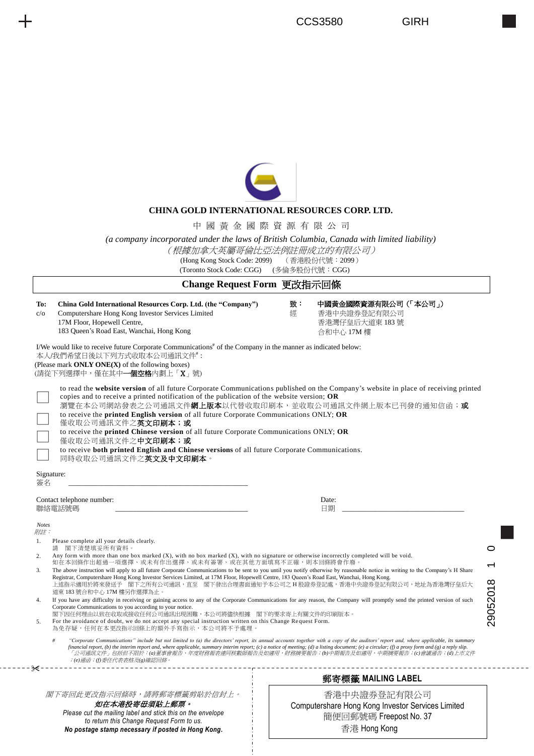CCS3580 GIRH

**CHINA GOLD INTERNATIONAL RESOURCES CORP. LTD.**

中國黃金國際資源有限公司

*(a company incorporated under the laws of British Columbia, Canada with limited liability)*

*（根據加拿大英屬哥倫比亞法例註冊成立的有限公司）*

(Hong Kong Stock Code: 2099) （香港股份代號：2099）

(Toronto Stock Code: CGG) (多倫多股份代號：CGG)

## Change Request Form 更改指示回條

**To:** **China Gold International Resources Corp. Ltd. (the "Company")**
c/o Computershare Hong Kong Investor Services Limited
17M Floor, Hopewell Centre,
183 Queen's Road East, Wanchai, Hong Kong

**致：** **中國黃金國際資源有限公司（「本公司」）**
經 香港中央證券登記有限公司
香港灣仔皇后大道東 183 號
合和中心 17M 樓

I/We would like to receive future Corporate Communications[#] of the Company in the manner as indicated below:
本人/我們希望日後以下列方式收取本公司通訊文件[#]：
(Please mark **ONLY ONE(X)** of the following boxes)
(請從下列選擇中，僅在其中**一個空格**內劃上「**X**」號)

☐ to read the **website version** of all future Corporate Communications published on the Company's website in place of receiving printed copies and to receive a printed notification of the publication of the website version; **OR**
瀏覽在本公司網站發表之公司通訊文件**網上版本**以代替收取印刷本，並收取公司通訊文件網上版本已刊發的通知信函；**或**

☐ to receive the **printed English version** of all future Corporate Communications ONLY; **OR**
僅收取公司通訊文件之**英文印刷本；或**

☐ to receive the **printed Chinese version** of all future Corporate Communications ONLY; **OR**
僅收取公司通訊文件之**中文印刷本；或**

☐ to receive **both printed English and Chinese versions** of all future Corporate Communications.
同時收取公司通訊文件之**英文及中文印刷本**。

Signature:
簽名 ______________________________

Contact telephone number:
聯絡電話號碼 ______________________________

Date:
日期 ______________________________

*Notes*
*附註：*

1. Please complete all your details clearly.
   請 閣下清楚填妥所有資料。
2. Any form with more than one box marked (X), with no box marked (X), with no signature or otherwise incorrectly completed will be void.
   如在本回條作出超過一項選擇、或未有作出選擇、或未有簽署、或在其他方面填寫不正確，則本回條將會作廢。
3. The above instruction will apply to all future Corporate Communications to be sent to you until you notify otherwise by reasonable notice in writing to the Company's H Share Registrar, Computershare Hong Kong Investor Services Limited, at 17M Floor, Hopewell Centre, 183 Queen's Road East, Wanchai, Hong Kong.
   上述指示適用於將來發送予 閣下之所有公司通訊，直至 閣下發出合理書面通知予本公司之 H 股證券登記處，香港中央證券登記有限公司，地址為香港灣仔皇后大道東 183 號合和中心 17M 樓另作選擇為止。
4. If you have any difficulty in receiving or gaining access to any of the Corporate Communications for any reason, the Company will promptly send the printed version of such Corporate Communications to you according to your notice.
   閣下因任何理由以致在收取或接收任何公司通訊出現困難，本公司將儘快根據 閣下的要求寄上有關文件的印刷版本。
5. For the avoidance of doubt, we do not accept any special instruction written on this Change Request Form.
   為免存疑，任何在本更改指示回條上的額外手寫指示，本公司將不予處理。

\# *"Corporate Communications" include but not limited to (a) the directors' report, its annual accounts together with a copy of the auditors' report and, where applicable, its summary financial report, (b) the interim report and, where applicable, summary interim report; (c) a notice of meeting; (d) a listing document; (e) a circular; (f) a proxy form and (g) a reply slip.*
*「公司通訊文件」包括但不限於：(a)董事會報告、年度財務報表連同核數師報告及如適用，財務摘要報告；(b)中期報告及如適用，中期摘要報告；(c)會議通告；(d)上市文件；(e)通函；(f)委任代表表格及(g)確認回條。*

29052018 1 0

---

*閣下寄回此更改指示回條時，請將郵寄標籤剪貼於信封上。*
***如在本港投寄毋須貼上郵票。***
*Please cut the mailing label and stick this on the envelope to return this Change Request Form to us.*
***No postage stamp necessary if posted in Hong Kong.***

**郵寄標籤 MAILING LABEL**

香港中央證券登記有限公司
Computershare Hong Kong Investor Services Limited
簡便回郵號碼 Freepost No. 37
香港 Hong Kong